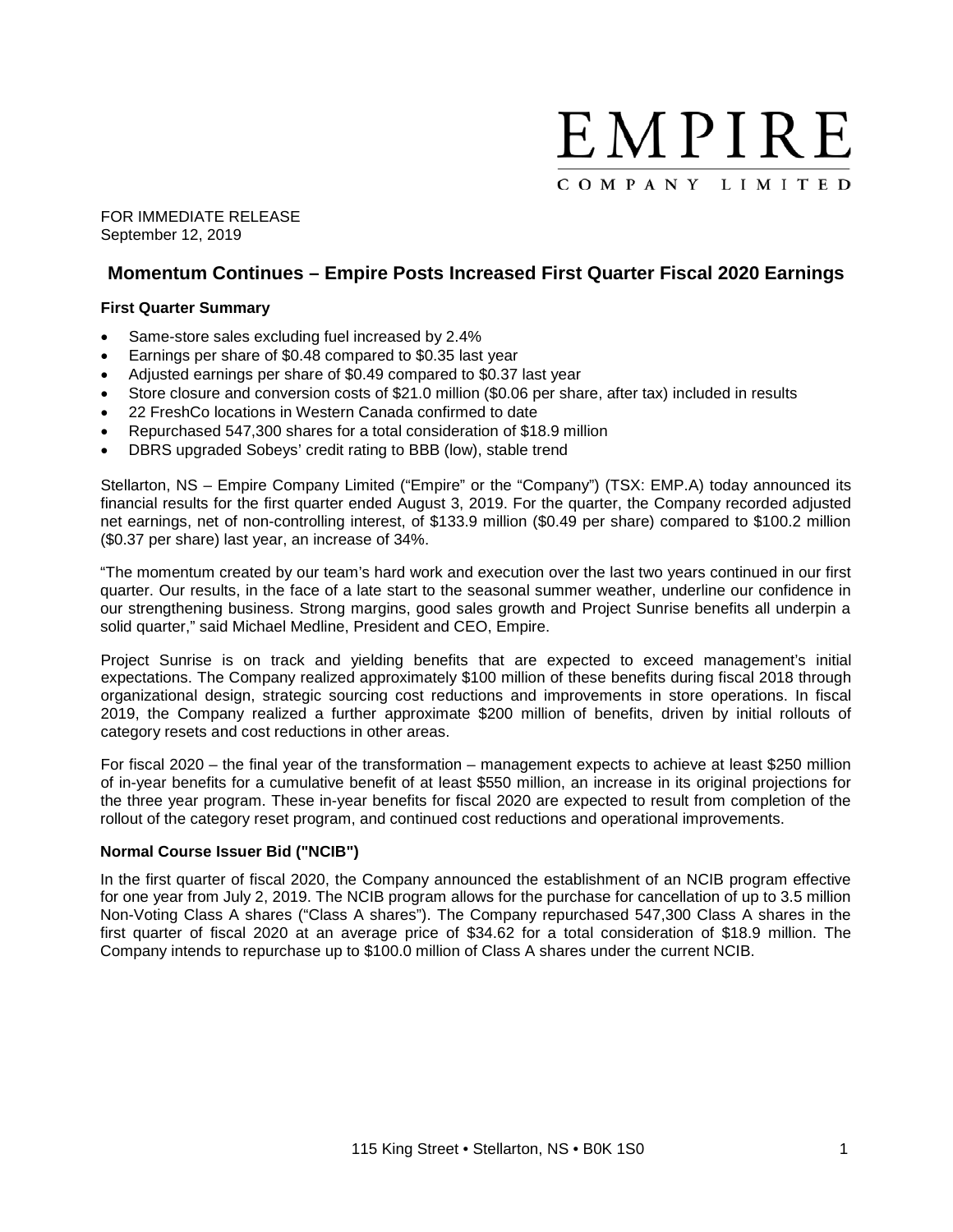# EMPIRE
COMPANY LIMITED

FOR IMMEDIATE RELEASE
September 12, 2019

## Momentum Continues – Empire Posts Increased First Quarter Fiscal 2020 Earnings

### First Quarter Summary

- Same-store sales excluding fuel increased by 2.4%
- Earnings per share of $0.48 compared to $0.35 last year
- Adjusted earnings per share of $0.49 compared to $0.37 last year
- Store closure and conversion costs of $21.0 million ($0.06 per share, after tax) included in results
- 22 FreshCo locations in Western Canada confirmed to date
- Repurchased 547,300 shares for a total consideration of $18.9 million
- DBRS upgraded Sobeys' credit rating to BBB (low), stable trend

Stellarton, NS – Empire Company Limited ("Empire" or the "Company") (TSX: EMP.A) today announced its financial results for the first quarter ended August 3, 2019. For the quarter, the Company recorded adjusted net earnings, net of non-controlling interest, of $133.9 million ($0.49 per share) compared to $100.2 million ($0.37 per share) last year, an increase of 34%.

"The momentum created by our team's hard work and execution over the last two years continued in our first quarter. Our results, in the face of a late start to the seasonal summer weather, underline our confidence in our strengthening business. Strong margins, good sales growth and Project Sunrise benefits all underpin a solid quarter," said Michael Medline, President and CEO, Empire.

Project Sunrise is on track and yielding benefits that are expected to exceed management's initial expectations. The Company realized approximately $100 million of these benefits during fiscal 2018 through organizational design, strategic sourcing cost reductions and improvements in store operations. In fiscal 2019, the Company realized a further approximate $200 million of benefits, driven by initial rollouts of category resets and cost reductions in other areas.

For fiscal 2020 – the final year of the transformation – management expects to achieve at least $250 million of in-year benefits for a cumulative benefit of at least $550 million, an increase in its original projections for the three year program. These in-year benefits for fiscal 2020 are expected to result from completion of the rollout of the category reset program, and continued cost reductions and operational improvements.

### Normal Course Issuer Bid ("NCIB")

In the first quarter of fiscal 2020, the Company announced the establishment of an NCIB program effective for one year from July 2, 2019. The NCIB program allows for the purchase for cancellation of up to 3.5 million Non-Voting Class A shares ("Class A shares"). The Company repurchased 547,300 Class A shares in the first quarter of fiscal 2020 at an average price of $34.62 for a total consideration of $18.9 million. The Company intends to repurchase up to $100.0 million of Class A shares under the current NCIB.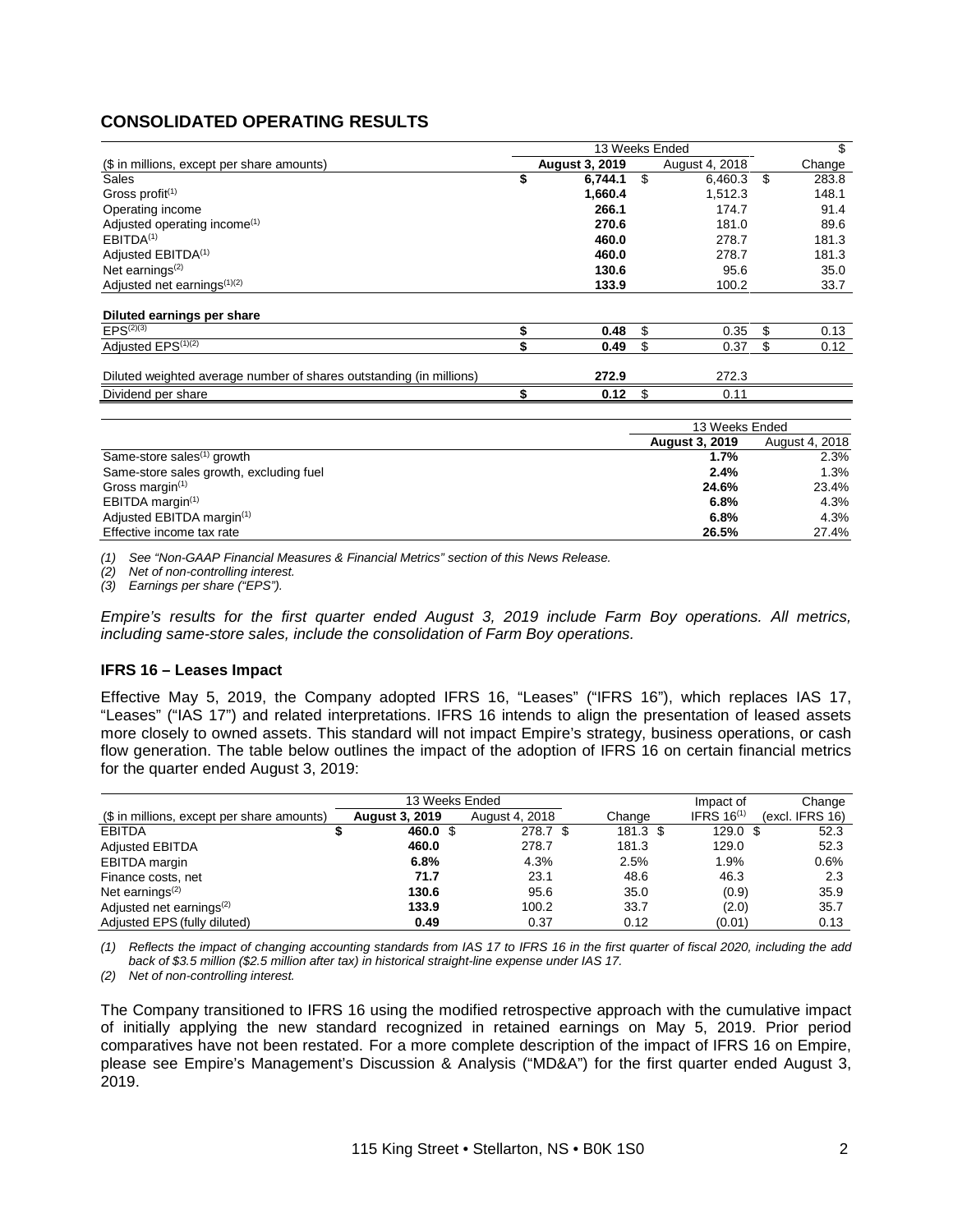## CONSOLIDATED OPERATING RESULTS

| ($ in millions, except per share amounts) | 13 Weeks Ended August 3, 2019 | 13 Weeks Ended August 4, 2018 | $ Change |
|---|---|---|---|
| Sales | **$ 6,744.1** | $ 6,460.3 | $ 283.8 |
| Gross profit[1] | **1,660.4** | 1,512.3 | 148.1 |
| Operating income | **266.1** | 174.7 | 91.4 |
| Adjusted operating income[1] | **270.6** | 181.0 | 89.6 |
| EBITDA[1] | **460.0** | 278.7 | 181.3 |
| Adjusted EBITDA[1] | **460.0** | 278.7 | 181.3 |
| Net earnings[2] | **130.6** | 95.6 | 35.0 |
| Adjusted net earnings[1][2] | **133.9** | 100.2 | 33.7 |
| **Diluted earnings per share** | | | |
| EPS[2][3] | **$ 0.48** | $ 0.35 | $ 0.13 |
| Adjusted EPS[1][2] | **$ 0.49** | $ 0.37 | $ 0.12 |
| Diluted weighted average number of shares outstanding (in millions) | **272.9** | 272.3 | |
| Dividend per share | **$ 0.12** | $ 0.11 | |

| | 13 Weeks Ended August 3, 2019 | 13 Weeks Ended August 4, 2018 |
|---|---|---|
| Same-store sales[1] growth | **1.7%** | 2.3% |
| Same-store sales growth, excluding fuel | **2.4%** | 1.3% |
| Gross margin[1] | **24.6%** | 23.4% |
| EBITDA margin[1] | **6.8%** | 4.3% |
| Adjusted EBITDA margin[1] | **6.8%** | 4.3% |
| Effective income tax rate | **26.5%** | 27.4% |

*(1) See "Non-GAAP Financial Measures & Financial Metrics" section of this News Release.*
*(2) Net of non-controlling interest.*
*(3) Earnings per share ("EPS").*

*Empire's results for the first quarter ended August 3, 2019 include Farm Boy operations. All metrics, including same-store sales, include the consolidation of Farm Boy operations.*

### IFRS 16 – Leases Impact

Effective May 5, 2019, the Company adopted IFRS 16, "Leases" ("IFRS 16"), which replaces IAS 17, "Leases" ("IAS 17") and related interpretations. IFRS 16 intends to align the presentation of leased assets more closely to owned assets. This standard will not impact Empire's strategy, business operations, or cash flow generation. The table below outlines the impact of the adoption of IFRS 16 on certain financial metrics for the quarter ended August 3, 2019:

| ($ in millions, except per share amounts) | 13 Weeks Ended August 3, 2019 | 13 Weeks Ended August 4, 2018 | Change | Impact of IFRS 16[1] | Change (excl. IFRS 16) |
|---|---|---|---|---|---|
| EBITDA | **$ 460.0** | $ 278.7 | $ 181.3 | $ 129.0 | $ 52.3 |
| Adjusted EBITDA | **460.0** | 278.7 | 181.3 | 129.0 | 52.3 |
| EBITDA margin | **6.8%** | 4.3% | 2.5% | 1.9% | 0.6% |
| Finance costs, net | **71.7** | 23.1 | 48.6 | 46.3 | 2.3 |
| Net earnings[2] | **130.6** | 95.6 | 35.0 | (0.9) | 35.9 |
| Adjusted net earnings[2] | **133.9** | 100.2 | 33.7 | (2.0) | 35.7 |
| Adjusted EPS (fully diluted) | **0.49** | 0.37 | 0.12 | (0.01) | 0.13 |

*(1) Reflects the impact of changing accounting standards from IAS 17 to IFRS 16 in the first quarter of fiscal 2020, including the add back of $3.5 million ($2.5 million after tax) in historical straight-line expense under IAS 17.*
*(2) Net of non-controlling interest.*

The Company transitioned to IFRS 16 using the modified retrospective approach with the cumulative impact of initially applying the new standard recognized in retained earnings on May 5, 2019. Prior period comparatives have not been restated. For a more complete description of the impact of IFRS 16 on Empire, please see Empire's Management's Discussion & Analysis ("MD&A") for the first quarter ended August 3, 2019.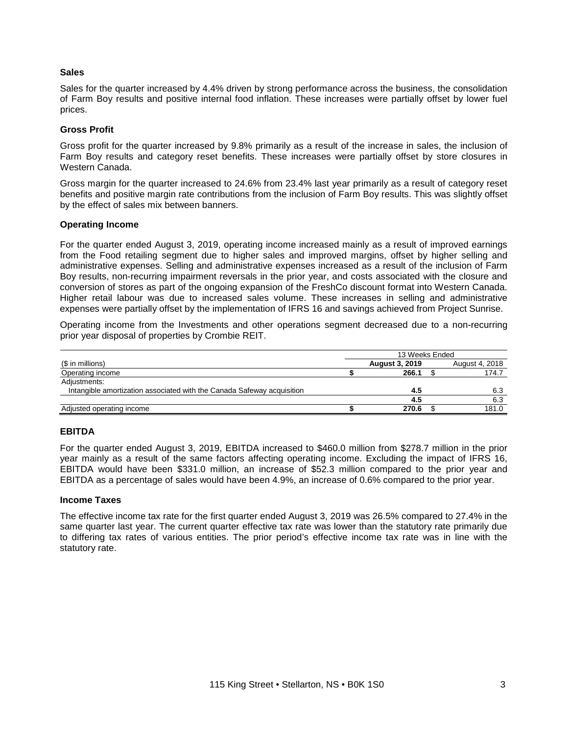### Sales

Sales for the quarter increased by 4.4% driven by strong performance across the business, the consolidation of Farm Boy results and positive internal food inflation. These increases were partially offset by lower fuel prices.

### Gross Profit

Gross profit for the quarter increased by 9.8% primarily as a result of the increase in sales, the inclusion of Farm Boy results and category reset benefits. These increases were partially offset by store closures in Western Canada.

Gross margin for the quarter increased to 24.6% from 23.4% last year primarily as a result of category reset benefits and positive margin rate contributions from the inclusion of Farm Boy results. This was slightly offset by the effect of sales mix between banners.

### Operating Income

For the quarter ended August 3, 2019, operating income increased mainly as a result of improved earnings from the Food retailing segment due to higher sales and improved margins, offset by higher selling and administrative expenses. Selling and administrative expenses increased as a result of the inclusion of Farm Boy results, non-recurring impairment reversals in the prior year, and costs associated with the closure and conversion of stores as part of the ongoing expansion of the FreshCo discount format into Western Canada. Higher retail labour was due to increased sales volume. These increases in selling and administrative expenses were partially offset by the implementation of IFRS 16 and savings achieved from Project Sunrise.

Operating income from the Investments and other operations segment decreased due to a non-recurring prior year disposal of properties by Crombie REIT.

| | 13 Weeks Ended | |
|---|---|---|
| ($ in millions) | **August 3, 2019** | August 4, 2018 |
| Operating income | **$ 266.1** | $ 174.7 |
| Adjustments: | | |
| Intangible amortization associated with the Canada Safeway acquisition | **4.5** | 6.3 |
| | **4.5** | 6.3 |
| Adjusted operating income | **$ 270.6** | $ 181.0 |

### EBITDA

For the quarter ended August 3, 2019, EBITDA increased to $460.0 million from $278.7 million in the prior year mainly as a result of the same factors affecting operating income. Excluding the impact of IFRS 16, EBITDA would have been $331.0 million, an increase of $52.3 million compared to the prior year and EBITDA as a percentage of sales would have been 4.9%, an increase of 0.6% compared to the prior year.

### Income Taxes

The effective income tax rate for the first quarter ended August 3, 2019 was 26.5% compared to 27.4% in the same quarter last year. The current quarter effective tax rate was lower than the statutory rate primarily due to differing tax rates of various entities. The prior period's effective income tax rate was in line with the statutory rate.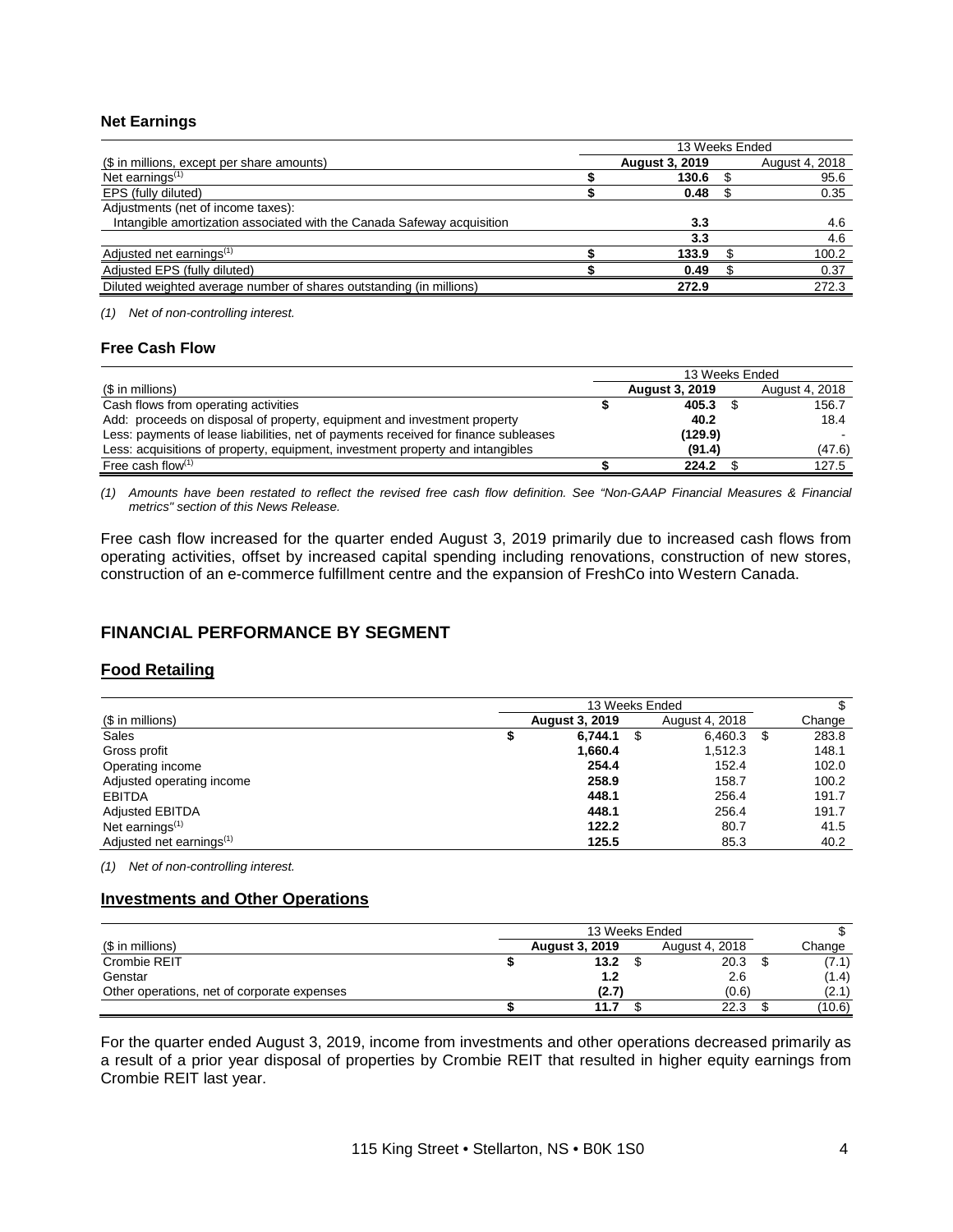### Net Earnings

| ($ in millions, except per share amounts) | 13 Weeks Ended | |
|---|---|---|
| | **August 3, 2019** | August 4, 2018 |
| Net earnings[1] | $ **130.6** | $ 95.6 |
| EPS (fully diluted) | $ **0.48** | $ 0.35 |
| Adjustments (net of income taxes): | | |
| Intangible amortization associated with the Canada Safeway acquisition | **3.3** | 4.6 |
| | **3.3** | 4.6 |
| Adjusted net earnings[1] | $ **133.9** | $ 100.2 |
| Adjusted EPS (fully diluted) | $ **0.49** | $ 0.37 |
| Diluted weighted average number of shares outstanding (in millions) | **272.9** | 272.3 |

*(1) Net of non-controlling interest.*

### Free Cash Flow

| ($ in millions) | 13 Weeks Ended | |
|---|---|---|
| | **August 3, 2019** | August 4, 2018 |
| Cash flows from operating activities | $ **405.3** | $ 156.7 |
| Add: proceeds on disposal of property, equipment and investment property | **40.2** | 18.4 |
| Less: payments of lease liabilities, net of payments received for finance subleases | **(129.9)** | - |
| Less: acquisitions of property, equipment, investment property and intangibles | **(91.4)** | (47.6) |
| Free cash flow[1] | $ **224.2** | $ 127.5 |

*(1) Amounts have been restated to reflect the revised free cash flow definition. See "Non-GAAP Financial Measures & Financial metrics" section of this News Release.*

Free cash flow increased for the quarter ended August 3, 2019 primarily due to increased cash flows from operating activities, offset by increased capital spending including renovations, construction of new stores, construction of an e-commerce fulfillment centre and the expansion of FreshCo into Western Canada.

## FINANCIAL PERFORMANCE BY SEGMENT

### Food Retailing

| ($ in millions) | 13 Weeks Ended | | $ |
|---|---|---|---|
| | **August 3, 2019** | August 4, 2018 | Change |
| Sales | $ **6,744.1** | $ 6,460.3 | $ 283.8 |
| Gross profit | **1,660.4** | 1,512.3 | 148.1 |
| Operating income | **254.4** | 152.4 | 102.0 |
| Adjusted operating income | **258.9** | 158.7 | 100.2 |
| EBITDA | **448.1** | 256.4 | 191.7 |
| Adjusted EBITDA | **448.1** | 256.4 | 191.7 |
| Net earnings[1] | **122.2** | 80.7 | 41.5 |
| Adjusted net earnings[1] | **125.5** | 85.3 | 40.2 |

*(1) Net of non-controlling interest.*

### Investments and Other Operations

| ($ in millions) | 13 Weeks Ended | | $ |
|---|---|---|---|
| | **August 3, 2019** | August 4, 2018 | Change |
| Crombie REIT | $ **13.2** | $ 20.3 | $ (7.1) |
| Genstar | **1.2** | 2.6 | (1.4) |
| Other operations, net of corporate expenses | **(2.7)** | (0.6) | (2.1) |
| | $ **11.7** | $ 22.3 | $ (10.6) |

For the quarter ended August 3, 2019, income from investments and other operations decreased primarily as a result of a prior year disposal of properties by Crombie REIT that resulted in higher equity earnings from Crombie REIT last year.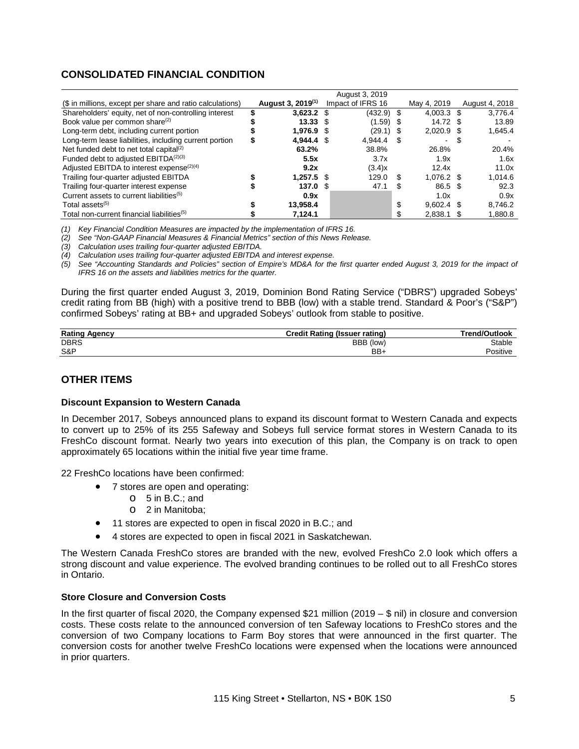## CONSOLIDATED FINANCIAL CONDITION

| ($ in millions, except per share and ratio calculations) | August 3, 2019[(1)] | August 3, 2019 Impact of IFRS 16 | May 4, 2019 | August 4, 2018 |
|---|---|---|---|---|
| Shareholders' equity, net of non-controlling interest | **$ 3,623.2** | $ (432.9) | $ 4,003.3 | $ 3,776.4 |
| Book value per common share[(2)] | **$ 13.33** | $ (1.59) | $ 14.72 | $ 13.89 |
| Long-term debt, including current portion | **$ 1,976.9** | $ (29.1) | $ 2,020.9 | $ 1,645.4 |
| Long-term lease liabilities, including current portion | **$ 4,944.4** | $ 4,944.4 | $ - | $ - |
| Net funded debt to net total capital[(2)] | **63.2%** | 38.8% | 26.8% | 20.4% |
| Funded debt to adjusted EBITDA[(2)(3)] | **5.5x** | 3.7x | 1.9x | 1.6x |
| Adjusted EBITDA to interest expense[(2)(4)] | **9.2x** | (3.4)x | 12.4x | 11.0x |
| Trailing four-quarter adjusted EBITDA | **$ 1,257.5** | $ 129.0 | $ 1,076.2 | $ 1,014.6 |
| Trailing four-quarter interest expense | **$ 137.0** | $ 47.1 | $ 86.5 | $ 92.3 |
| Current assets to current liabilities[(5)] | **0.9x** | | 1.0x | 0.9x |
| Total assets[(5)] | **$ 13,958.4** | | $ 9,602.4 | $ 8,746.2 |
| Total non-current financial liabilities[(5)] | **$ 7,124.1** | | $ 2,838.1 | $ 1,880.8 |

*(1) Key Financial Condition Measures are impacted by the implementation of IFRS 16.*
*(2) See "Non-GAAP Financial Measures & Financial Metrics" section of this News Release.*
*(3) Calculation uses trailing four-quarter adjusted EBITDA.*
*(4) Calculation uses trailing four-quarter adjusted EBITDA and interest expense.*
*(5) See "Accounting Standards and Policies" section of Empire's MD&A for the first quarter ended August 3, 2019 for the impact of IFRS 16 on the assets and liabilities metrics for the quarter.*

During the first quarter ended August 3, 2019, Dominion Bond Rating Service ("DBRS") upgraded Sobeys' credit rating from BB (high) with a positive trend to BBB (low) with a stable trend. Standard & Poor's ("S&P") confirmed Sobeys' rating at BB+ and upgraded Sobeys' outlook from stable to positive.

| Rating Agency | Credit Rating (Issuer rating) | Trend/Outlook |
|---|---|---|
| DBRS | BBB (low) | Stable |
| S&P | BB+ | Positive |

## OTHER ITEMS

### Discount Expansion to Western Canada

In December 2017, Sobeys announced plans to expand its discount format to Western Canada and expects to convert up to 25% of its 255 Safeway and Sobeys full service format stores in Western Canada to its FreshCo discount format. Nearly two years into execution of this plan, the Company is on track to open approximately 65 locations within the initial five year time frame.

22 FreshCo locations have been confirmed:

- 7 stores are open and operating:
  - 5 in B.C.; and
  - 2 in Manitoba;
- 11 stores are expected to open in fiscal 2020 in B.C.; and
- 4 stores are expected to open in fiscal 2021 in Saskatchewan.

The Western Canada FreshCo stores are branded with the new, evolved FreshCo 2.0 look which offers a strong discount and value experience. The evolved branding continues to be rolled out to all FreshCo stores in Ontario.

### Store Closure and Conversion Costs

In the first quarter of fiscal 2020, the Company expensed $21 million (2019 – $ nil) in closure and conversion costs. These costs relate to the announced conversion of ten Safeway locations to FreshCo stores and the conversion of two Company locations to Farm Boy stores that were announced in the first quarter. The conversion costs for another twelve FreshCo locations were expensed when the locations were announced in prior quarters.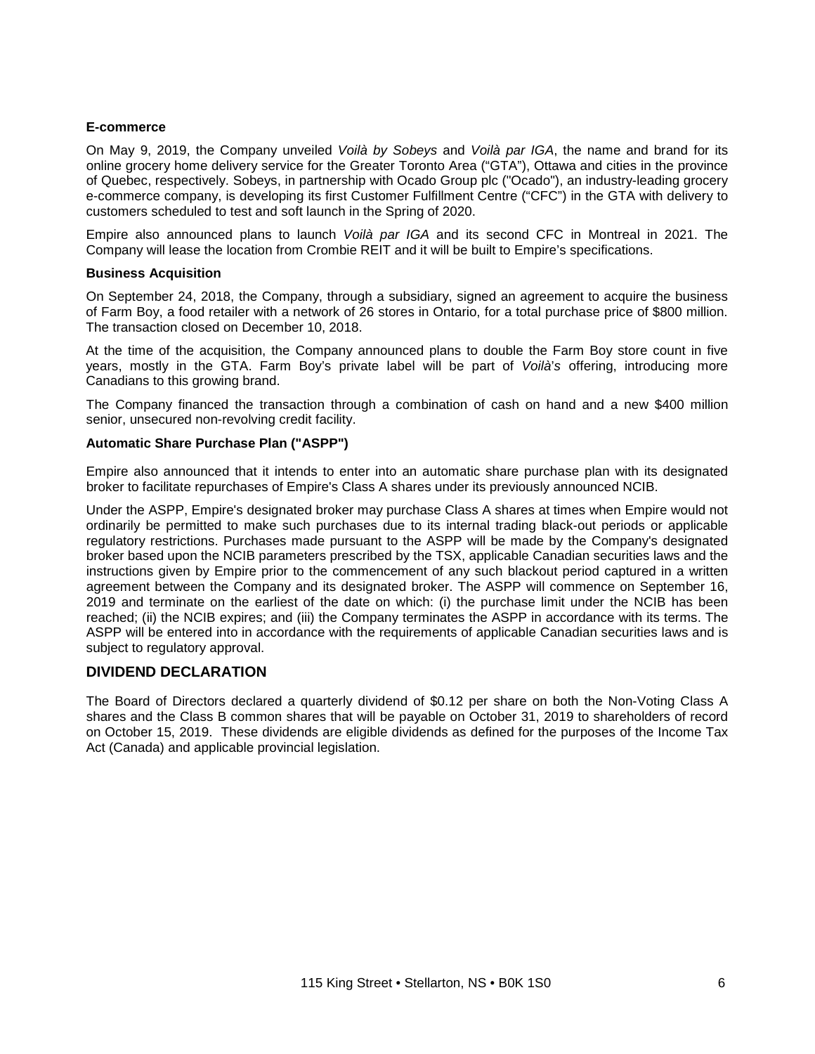**E-commerce**

On May 9, 2019, the Company unveiled *Voilà by Sobeys* and *Voilà par IGA*, the name and brand for its online grocery home delivery service for the Greater Toronto Area ("GTA"), Ottawa and cities in the province of Quebec, respectively. Sobeys, in partnership with Ocado Group plc ("Ocado"), an industry-leading grocery e-commerce company, is developing its first Customer Fulfillment Centre ("CFC") in the GTA with delivery to customers scheduled to test and soft launch in the Spring of 2020.

Empire also announced plans to launch *Voilà par IGA* and its second CFC in Montreal in 2021. The Company will lease the location from Crombie REIT and it will be built to Empire's specifications.

**Business Acquisition**

On September 24, 2018, the Company, through a subsidiary, signed an agreement to acquire the business of Farm Boy, a food retailer with a network of 26 stores in Ontario, for a total purchase price of $800 million. The transaction closed on December 10, 2018.

At the time of the acquisition, the Company announced plans to double the Farm Boy store count in five years, mostly in the GTA. Farm Boy's private label will be part of *Voilà's* offering, introducing more Canadians to this growing brand.

The Company financed the transaction through a combination of cash on hand and a new $400 million senior, unsecured non-revolving credit facility.

**Automatic Share Purchase Plan ("ASPP")**

Empire also announced that it intends to enter into an automatic share purchase plan with its designated broker to facilitate repurchases of Empire's Class A shares under its previously announced NCIB.

Under the ASPP, Empire's designated broker may purchase Class A shares at times when Empire would not ordinarily be permitted to make such purchases due to its internal trading black-out periods or applicable regulatory restrictions. Purchases made pursuant to the ASPP will be made by the Company's designated broker based upon the NCIB parameters prescribed by the TSX, applicable Canadian securities laws and the instructions given by Empire prior to the commencement of any such blackout period captured in a written agreement between the Company and its designated broker. The ASPP will commence on September 16, 2019 and terminate on the earliest of the date on which: (i) the purchase limit under the NCIB has been reached; (ii) the NCIB expires; and (iii) the Company terminates the ASPP in accordance with its terms. The ASPP will be entered into in accordance with the requirements of applicable Canadian securities laws and is subject to regulatory approval.

## DIVIDEND DECLARATION

The Board of Directors declared a quarterly dividend of $0.12 per share on both the Non-Voting Class A shares and the Class B common shares that will be payable on October 31, 2019 to shareholders of record on October 15, 2019. These dividends are eligible dividends as defined for the purposes of the Income Tax Act (Canada) and applicable provincial legislation.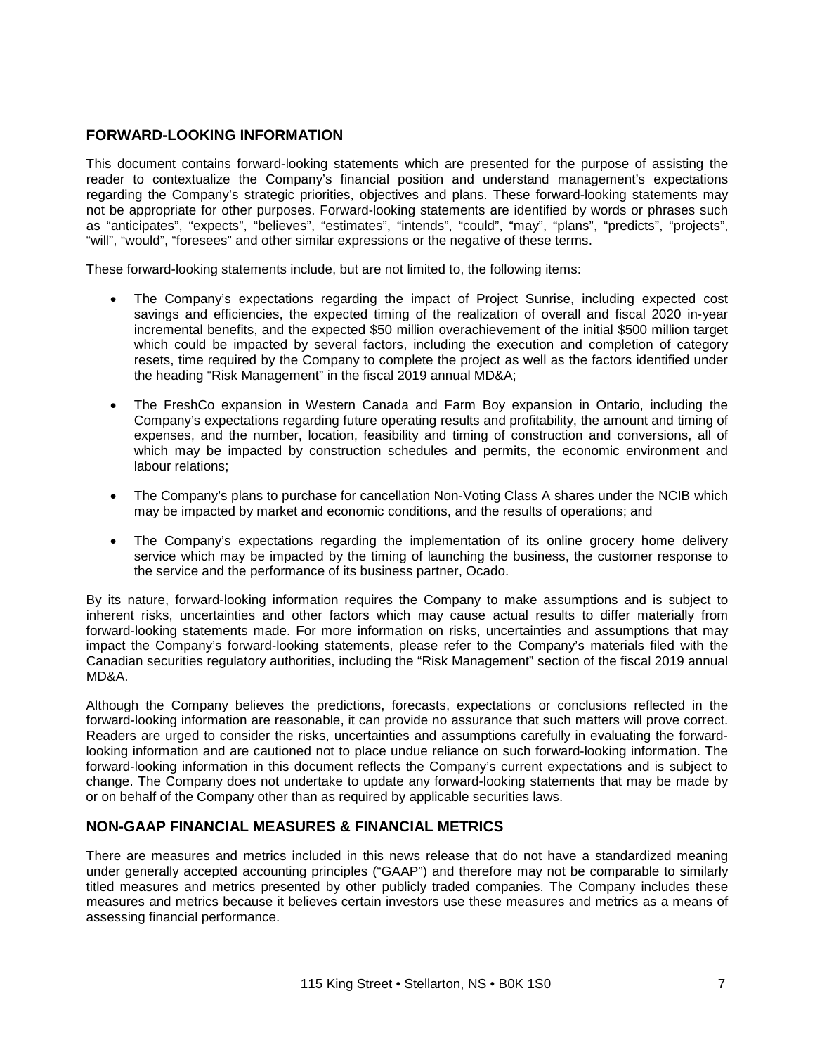## FORWARD-LOOKING INFORMATION

This document contains forward-looking statements which are presented for the purpose of assisting the reader to contextualize the Company's financial position and understand management's expectations regarding the Company's strategic priorities, objectives and plans. These forward-looking statements may not be appropriate for other purposes. Forward-looking statements are identified by words or phrases such as "anticipates", "expects", "believes", "estimates", "intends", "could", "may", "plans", "predicts", "projects", "will", "would", "foresees" and other similar expressions or the negative of these terms.

These forward-looking statements include, but are not limited to, the following items:

- The Company's expectations regarding the impact of Project Sunrise, including expected cost savings and efficiencies, the expected timing of the realization of overall and fiscal 2020 in-year incremental benefits, and the expected $50 million overachievement of the initial $500 million target which could be impacted by several factors, including the execution and completion of category resets, time required by the Company to complete the project as well as the factors identified under the heading "Risk Management" in the fiscal 2019 annual MD&A;

- The FreshCo expansion in Western Canada and Farm Boy expansion in Ontario, including the Company's expectations regarding future operating results and profitability, the amount and timing of expenses, and the number, location, feasibility and timing of construction and conversions, all of which may be impacted by construction schedules and permits, the economic environment and labour relations;

- The Company's plans to purchase for cancellation Non-Voting Class A shares under the NCIB which may be impacted by market and economic conditions, and the results of operations; and

- The Company's expectations regarding the implementation of its online grocery home delivery service which may be impacted by the timing of launching the business, the customer response to the service and the performance of its business partner, Ocado.

By its nature, forward-looking information requires the Company to make assumptions and is subject to inherent risks, uncertainties and other factors which may cause actual results to differ materially from forward-looking statements made. For more information on risks, uncertainties and assumptions that may impact the Company's forward-looking statements, please refer to the Company's materials filed with the Canadian securities regulatory authorities, including the "Risk Management" section of the fiscal 2019 annual MD&A.

Although the Company believes the predictions, forecasts, expectations or conclusions reflected in the forward-looking information are reasonable, it can provide no assurance that such matters will prove correct. Readers are urged to consider the risks, uncertainties and assumptions carefully in evaluating the forward-looking information and are cautioned not to place undue reliance on such forward-looking information. The forward-looking information in this document reflects the Company's current expectations and is subject to change. The Company does not undertake to update any forward-looking statements that may be made by or on behalf of the Company other than as required by applicable securities laws.

## NON-GAAP FINANCIAL MEASURES & FINANCIAL METRICS

There are measures and metrics included in this news release that do not have a standardized meaning under generally accepted accounting principles ("GAAP") and therefore may not be comparable to similarly titled measures and metrics presented by other publicly traded companies. The Company includes these measures and metrics because it believes certain investors use these measures and metrics as a means of assessing financial performance.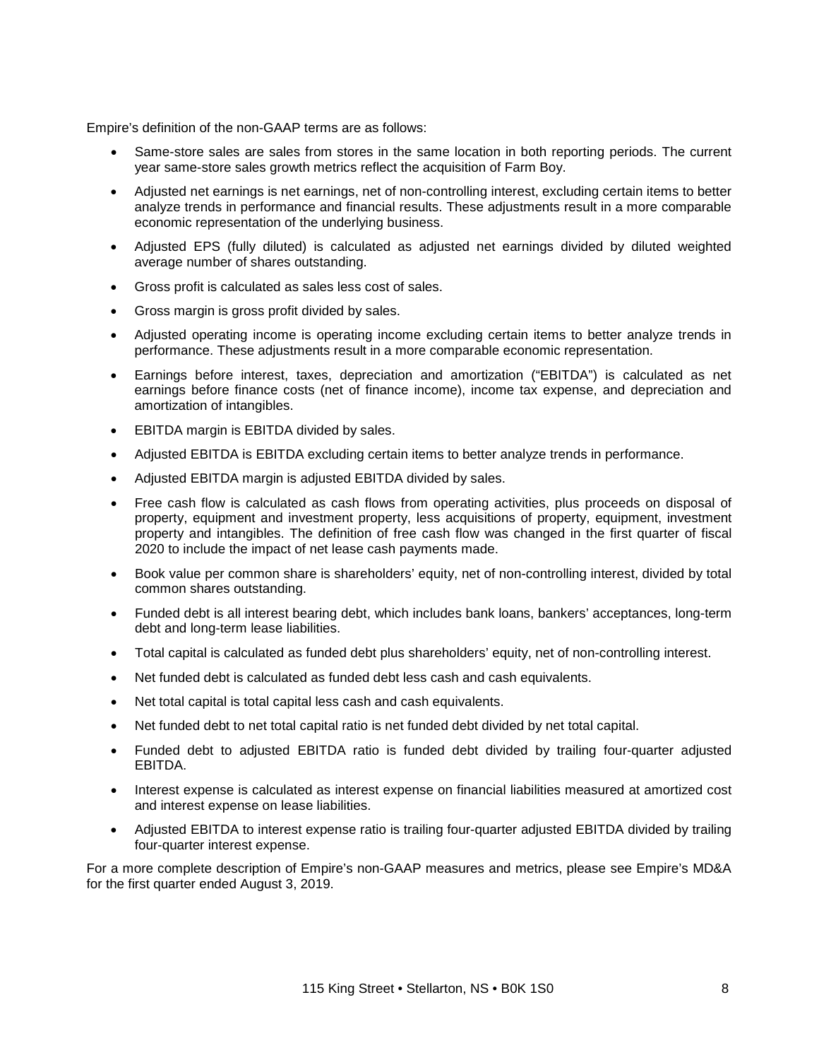Empire's definition of the non-GAAP terms are as follows:

- Same-store sales are sales from stores in the same location in both reporting periods. The current year same-store sales growth metrics reflect the acquisition of Farm Boy.
- Adjusted net earnings is net earnings, net of non-controlling interest, excluding certain items to better analyze trends in performance and financial results. These adjustments result in a more comparable economic representation of the underlying business.
- Adjusted EPS (fully diluted) is calculated as adjusted net earnings divided by diluted weighted average number of shares outstanding.
- Gross profit is calculated as sales less cost of sales.
- Gross margin is gross profit divided by sales.
- Adjusted operating income is operating income excluding certain items to better analyze trends in performance. These adjustments result in a more comparable economic representation.
- Earnings before interest, taxes, depreciation and amortization ("EBITDA") is calculated as net earnings before finance costs (net of finance income), income tax expense, and depreciation and amortization of intangibles.
- EBITDA margin is EBITDA divided by sales.
- Adjusted EBITDA is EBITDA excluding certain items to better analyze trends in performance.
- Adjusted EBITDA margin is adjusted EBITDA divided by sales.
- Free cash flow is calculated as cash flows from operating activities, plus proceeds on disposal of property, equipment and investment property, less acquisitions of property, equipment, investment property and intangibles. The definition of free cash flow was changed in the first quarter of fiscal 2020 to include the impact of net lease cash payments made.
- Book value per common share is shareholders' equity, net of non-controlling interest, divided by total common shares outstanding.
- Funded debt is all interest bearing debt, which includes bank loans, bankers' acceptances, long-term debt and long-term lease liabilities.
- Total capital is calculated as funded debt plus shareholders' equity, net of non-controlling interest.
- Net funded debt is calculated as funded debt less cash and cash equivalents.
- Net total capital is total capital less cash and cash equivalents.
- Net funded debt to net total capital ratio is net funded debt divided by net total capital.
- Funded debt to adjusted EBITDA ratio is funded debt divided by trailing four-quarter adjusted EBITDA.
- Interest expense is calculated as interest expense on financial liabilities measured at amortized cost and interest expense on lease liabilities.
- Adjusted EBITDA to interest expense ratio is trailing four-quarter adjusted EBITDA divided by trailing four-quarter interest expense.

For a more complete description of Empire's non-GAAP measures and metrics, please see Empire's MD&A for the first quarter ended August 3, 2019.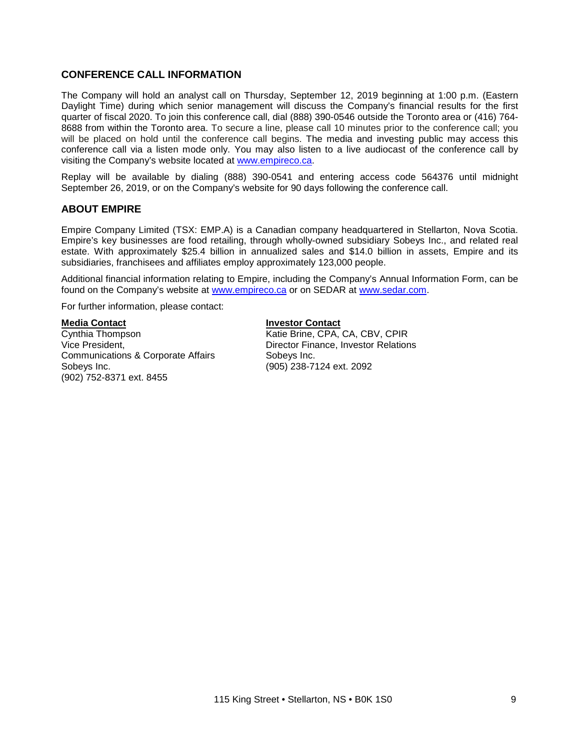## CONFERENCE CALL INFORMATION

The Company will hold an analyst call on Thursday, September 12, 2019 beginning at 1:00 p.m. (Eastern Daylight Time) during which senior management will discuss the Company's financial results for the first quarter of fiscal 2020. To join this conference call, dial (888) 390-0546 outside the Toronto area or (416) 764-8688 from within the Toronto area. To secure a line, please call 10 minutes prior to the conference call; you will be placed on hold until the conference call begins. The media and investing public may access this conference call via a listen mode only. You may also listen to a live audiocast of the conference call by visiting the Company's website located at www.empireco.ca.

Replay will be available by dialing (888) 390-0541 and entering access code 564376 until midnight September 26, 2019, or on the Company's website for 90 days following the conference call.

## ABOUT EMPIRE

Empire Company Limited (TSX: EMP.A) is a Canadian company headquartered in Stellarton, Nova Scotia. Empire's key businesses are food retailing, through wholly-owned subsidiary Sobeys Inc., and related real estate. With approximately $25.4 billion in annualized sales and $14.0 billion in assets, Empire and its subsidiaries, franchisees and affiliates employ approximately 123,000 people.

Additional financial information relating to Empire, including the Company's Annual Information Form, can be found on the Company's website at www.empireco.ca or on SEDAR at www.sedar.com.

For further information, please contact:

**Media Contact**
Cynthia Thompson
Vice President,
Communications & Corporate Affairs
Sobeys Inc.
(902) 752-8371 ext. 8455

**Investor Contact**
Katie Brine, CPA, CA, CBV, CPIR
Director Finance, Investor Relations
Sobeys Inc.
(905) 238-7124 ext. 2092

115 King Street • Stellarton, NS • B0K 1S0